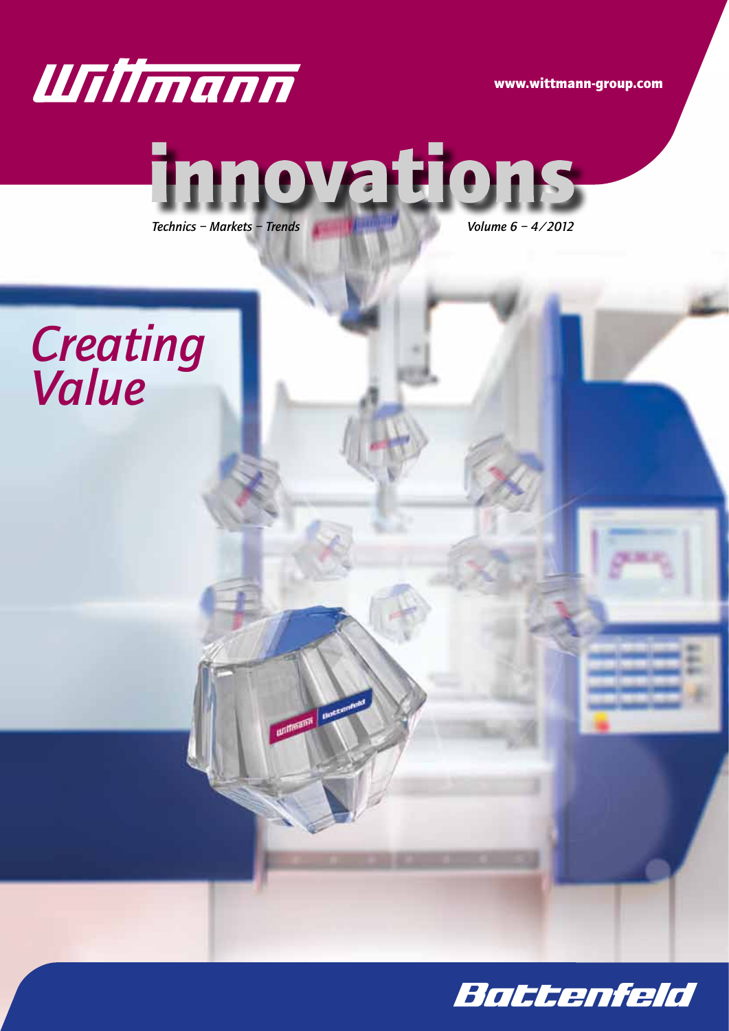Wittmann

www.wittmann-group.com

# innovations

*Technics – Markets – Trends*

*Volume 6 – 4/2012*

## *Creating Value*

Battenfeld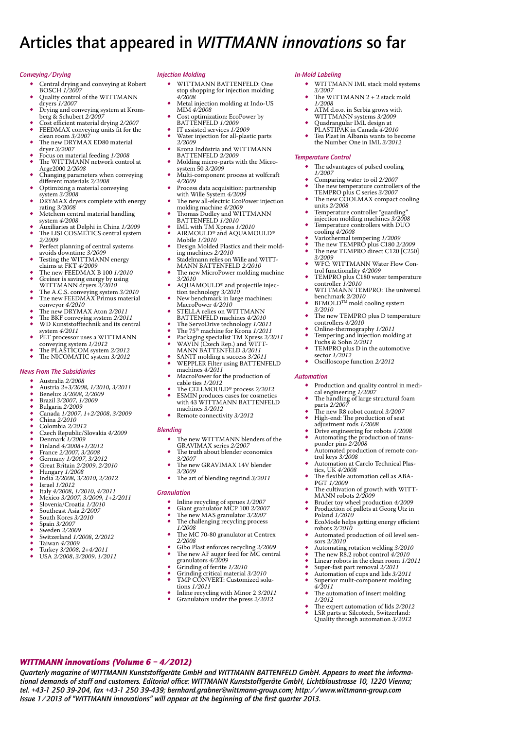# Articles that appeared in *WITTMANN innovations* so far

### *Conveying / Drying*

- Central drying and conveying at Robert BOSCH *1/2007*
- Quality control of the WITTMANN dryers *1/2007*
- Drying and conveying system at Kromberg & Schubert *2/2007*
- Cost efficient material drying *2/2007*
- FEEDMAX conveying units fit for the clean room *3/2007*
- The new DRYMAX ED80 material dryer *3/2007*
- Focus on material feeding *1/2008*
- The WITTMANN network control at Arge2000 *2/2008*
- Changing parameters when conveying different materials *2/2008*
- Optimizing a material conveying system *3/2008*
- DRYMAX dryers complete with energy rating *3/2008*
- Metchem central material handling system *4/2008*
- Auxiliaries at Delphi in China *1/2009*
- The LISI COSMETICS central system *2/2009*
- Perfect planning of central systems avoids downtime *3/2009*
- Testing the WITTMANN energy claims at FKT *4/2009*
- The new FEEDMAX B 100 *1/2010*
- Greiner is saving energy by using WITTMANN dryers *2/2010*
- The A.C.S. conveying system *3/2010*
- Tne new FEEDMAX Primus material conveyor *4/2010*
- The new DRYMAX Aton *2/2011*
- The BKF conveying system *2/2011*
- WD Kunststofftechnik and its central system *4/2011*
- PET processor uses a WITTMANN conveying system *1/2012*
- The PLASTICOM system *2/2012*
- The NICOMATIC system *3/2012*

### *News From The Subsidiaries*

- Australia *2/2008*
- Austria *2+3/2008, 1/2010, 3/2011*
- Benelux *3/2008, 2/2009*
- Brazil *3/2007, 1/2009*
- Bulgaria *2/2009*
- Canada *1/2007, 1+2/2008, 3/2009*
- China *2/2010*
- Colombia *2/2012*
- Czech Republic/Slovakia *4/2009*
- Denmark *1/2009*
- Finland *4/2008+1/2012*
- France *2/2007, 3/2008*
- Germany *1/2007, 3/2012*
- Great Britain *2/2009, 2/2010*
- Hungary *1/2008*
- India *2/2008, 3/2010, 2/2012*
- Israel *1/2012*
- Italy *4/2008, 1/2010, 4/2011*
- Mexico *3/2007, 3/2009, 1+2/2011*
- Slovenia/Croatia *1/2010*
- Southeast Asia *2/2007*
- South Kores *3/2010*
- Spain *3/2007*
- Sweden *2/2009*
- Switzerland *1/2008, 2/2012*
- Taiwan *4/2009*
- Turkey *3/2008, 2+4/2011*
- USA *2/2008, 3/2009, 1/2011*

### *Injection Molding*

- WITTMANN BATTENFELD: One stop shopping for injection molding *4/2008*
- Metal injection molding at Indo-US MIM *4/2008*
- Cost optimization: EcoPower by BATTENFELD *1/2009*
- IT assisted services *1/2009*
- Water injection for all-plastic parts *2/2009*
- Krona Indústria and WITTMANN BATTENFELD *2/2009*
- Molding micro-parts with the Microsystem 50 *3/2009*
- Multi-component process at wolfcraft *4/2009*
- Process data acquisition: partnership with Wille System *4/2009*
- The new all-electric EcoPower injection molding machine *4/2009*
- Thomas Dudley and WITTMANN BATTENFELD *1/2010*
- IML with TM Xpress *1/2010*
- AIRMOULD® and AQUAMOULD® Mobile *1/2010*
- Design Molded Plastics and their molding machines *2/2010*
- Stadelmann relies on Wille and WITTMANN BATTENFELD *2/2010*
- The new MicroPower molding machine *3/2010*
- AQUAMOULD® and projectile injection technology *3/2010*
- New benchmark in large machines: MacroPower *4/2010*
- STELLA relies on WITTMANN BATTENFELD machines *4/2010*
- The ServoDrive technology *1/2011*
- The 75th machine for Krona *1/2011*
- Packaging specialist TM Xpress *2/2011*
- WAVIN (Czech Rep.) and WITTMANN BATTENFELD *3/2011*
- SANIT molding a success *3/2011*
- WEPPLER Filter using BATTENFELD machines *4/2011*
- MacroPower for the production of cable ties *1/2012*
- The CELLMOULD® process *2/2012*
- ESMIN produces cases for cosmetics with 43 WITTMANN BATTENFELD machines *3/2012*
- Remote connectivity *3/2012*

### *Blending*

- The new WITTMANN blenders of the GRAVIMAX series *2/2007*
- The truth about blender economics *3/2007*
- The new GRAVIMAX 14V blender *3/2009*
- The art of blending regrind *3/2011*

### *Granulation*

- Inline recycling of sprues *1/2007*
- Giant granulator MCP 100 *2/2007*
- The new MAS granulator *3/2007*
- The challenging recycling process *1/2008*
- The MC 70-80 granulator at Centrex *2/2008*
- Gibo Plast enforces recycling *2/2009*
- The new AF auger feed for MC central granulators *4/2009*
- Grinding of ferrite *1/2010*
- Grinding critical material *3/2010*
- TMP CONVERT: Customized solutions *1/2011*
- Inline recycling with Minor 2 *3/2011*
- Granulators under the press *2/2012*

### *In-Mold Labeling*

- WITTMANN IML stack mold systems *3/2007*
- The WITTMANN 2 + 2 stack mold *1/2008*
- ATM d.o.o. in Serbia grows with WITTMANN systems *3/2009*
- Quadrangular IML design at PLASTIPAK in Canada *4/2010*
- Tea Plast in Albania wants to become the Number One in IML *3/2012*

### *Temperature Control*

- The advantages of pulsed cooling *1/2007*
- Comparing water to oil *2/2007*
- The new temperature controllers of the TEMPRO plus C series *3/2007*
- The new COOLMAX compact cooling units *2/2008*
- Temperature controller "guarding" injection molding machines *3/2008*
- Temperature controllers with DUO cooling *4/2008*
- Variothermal tempering *1/2009*
- The new TEMPRO plus C180 *2/2009*
- The new TEMPRO direct C120 [C250] *3/2009*
- WFC: WITTMANN Water Flow Control functionality *4/2009*
- TEMPRO plus C180 water temperature controller *1/2010*
- WITTMANN TEMPRO: The universal benchmark *2/2010*
- BFMOLD™ mold cooling system *3/2010*
- The new TEMPRO plus D temperature controllers *4/2010*
- Online-thermography *1/2011*
- Tempering and injection molding at Fuchs & Sohn *2/2011*
- TEMPRO plus D in the automotive sector *1/2012*
- Oscilloscope function *2/2012*

### *Automation*

- Production and quality control in medical engineering *1/2007*
- The handling of large structural foam parts *2/2007*
- The new R8 robot control *3/2007*
- High-end: The production of seat adjustment rods *1/2008*
- Drive engineering for robots *1/2008*
- Automating the production of transponder pins *2/2008*
- Automated production of remote control keys *3/2008*
- Automation at Carclo Technical Plastics, UK *4/2008*
- The flexible automation cell as ABA-PGT *1/2009*
- The cultivation of growth with WITTMANN robots *2/2009*
- Bruder toy wheel production *4/2009*
- Production of pallets at Georg Utz in Poland *1/2010*
- EcoMode helps getting energy efficient robots *2/2010*
- Automated production of oil level sensors *2/2010*
- Automating rotation welding *3/2010*
- The new R8.2 robot control *4/2010*
- Linear robots in the clean room *1/2011*
- Super-fast part removal *2/2011*
- Automation of cups and lids *3/2011*
- Superior mulit-component molding *4/2011*
- The automation of insert molding *1/2012*
- The expert automation of lids *2/2012*
- LSR parts at Silcotech, Switzerland: Quality through automation *3/2012*

---

***WITTMANN innovations* (Volume 6 – 4/2012)**

*Quarterly magazine of WITTMANN Kunststoffgeräte GmbH and WITTMANN BATTENFELD GmbH. Appears to meet the informational demands of staff and customers. Editorial office: WITTMANN Kunststoffgeräte GmbH, Lichtblaustrasse 10, 1220 Vienna; tel. +43-1 250 39-204, fax +43-1 250 39-439; bernhard.grabner@wittmann-group.com; http://www.wittmann-group.com*
*Issue 1/2013 of "WITTMANN innovations" will appear at the beginning of the first quarter 2013.*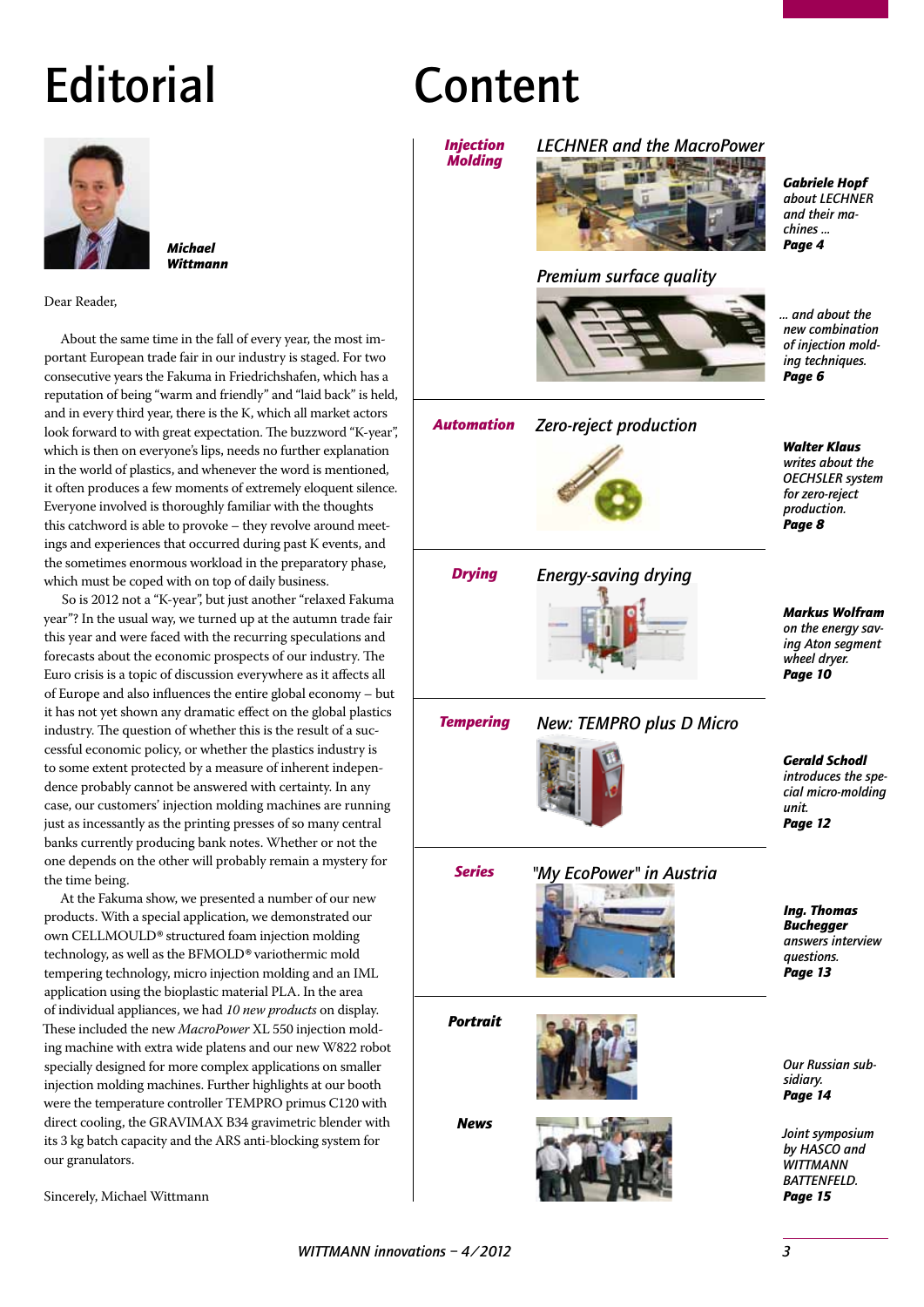# Editorial

***Michael Wittmann***

Dear Reader,

About the same time in the fall of every year, the most important European trade fair in our industry is staged. For two consecutive years the Fakuma in Friedrichshafen, which has a reputation of being "warm and friendly" and "laid back" is held, and in every third year, there is the K, which all market actors look forward to with great expectation. The buzzword "K-year", which is then on everyone's lips, needs no further explanation in the world of plastics, and whenever the word is mentioned, it often produces a few moments of extremely eloquent silence. Everyone involved is thoroughly familiar with the thoughts this catchword is able to provoke – they revolve around meetings and experiences that occurred during past K events, and the sometimes enormous workload in the preparatory phase, which must be coped with on top of daily business.

So is 2012 not a "K-year", but just another "relaxed Fakuma year"? In the usual way, we turned up at the autumn trade fair this year and were faced with the recurring speculations and forecasts about the economic prospects of our industry. The Euro crisis is a topic of discussion everywhere as it affects all of Europe and also influences the entire global economy – but it has not yet shown any dramatic effect on the global plastics industry. The question of whether this is the result of a successful economic policy, or whether the plastics industry is to some extent protected by a measure of inherent independence probably cannot be answered with certainty. In any case, our customers' injection molding machines are running just as incessantly as the printing presses of so many central banks currently producing bank notes. Whether or not the one depends on the other will probably remain a mystery for the time being.

At the Fakuma show, we presented a number of our new products. With a special application, we demonstrated our own CELLMOULD® structured foam injection molding technology, as well as the BFMOLD® variothermic mold tempering technology, micro injection molding and an IML application using the bioplastic material PLA. In the area of individual appliances, we had *10 new products* on display. These included the new *MacroPower* XL 550 injection molding machine with extra wide platens and our new W822 robot specially designed for more complex applications on smaller injection molding machines. Further highlights at our booth were the temperature controller TEMPRO primus C120 with direct cooling, the GRAVIMAX B34 gravimetric blender with its 3 kg batch capacity and the ARS anti-blocking system for our granulators.

Sincerely, Michael Wittmann

# Content

***Injection Molding***

*LECHNER and the MacroPower*

***Gabriele Hopf*** *about LECHNER and their machines ...* ***Page 4***

*Premium surface quality*

*... and about the new combination of injection molding techniques.* ***Page 6***

***Automation***

*Zero-reject production*

***Walter Klaus*** *writes about the OECHSLER system for zero-reject production.* ***Page 8***

***Drying***

*Energy-saving drying*

***Markus Wolfram*** *on the energy saving Aton segment wheel dryer.* ***Page 10***

***Tempering***

*New: TEMPRO plus D Micro*

***Gerald Schodl*** *introduces the special micro-molding unit.* ***Page 12***

***Series***

*"My EcoPower" in Austria*

***Ing. Thomas Buchegger*** *answers interview questions.* ***Page 13***

***Portrait***

*Our Russian subsidiary.* ***Page 14***

***News***

*Joint symposium by HASCO and WITTMANN BATTENFELD.* ***Page 15***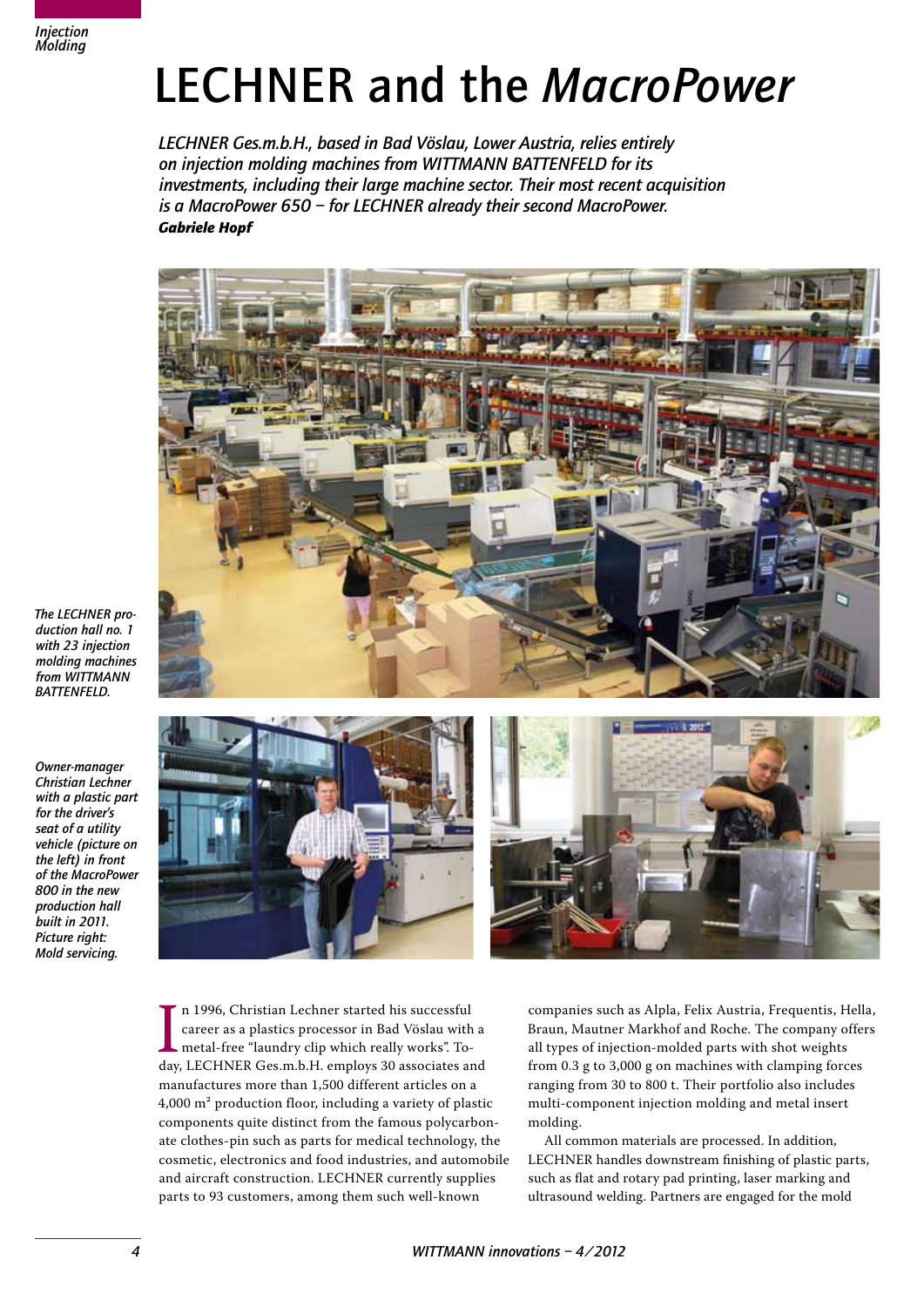# LECHNER and the *MacroPower*

*LECHNER Ges.m.b.H., based in Bad Vöslau, Lower Austria, relies entirely on injection molding machines from WITTMANN BATTENFELD for its investments, including their large machine sector. Their most recent acquisition is a MacroPower 650 – for LECHNER already their second MacroPower.*

***Gabriele Hopf***

*The LECHNER production hall no. 1 with 23 injection molding machines from WITTMANN BATTENFELD.*

*Owner-manager Christian Lechner with a plastic part for the driver's seat of a utility vehicle (picture on the left) in front of the MacroPower 800 in the new production hall built in 2011. Picture right: Mold servicing.*

In 1996, Christian Lechner started his successful career as a plastics processor in Bad Vöslau with a metal-free "laundry clip which really works". Today, LECHNER Ges.m.b.H. employs 30 associates and manufactures more than 1,500 different articles on a 4,000 m² production floor, including a variety of plastic components quite distinct from the famous polycarbonate clothes-pin such as parts for medical technology, the cosmetic, electronics and food industries, and automobile and aircraft construction. LECHNER currently supplies parts to 93 customers, among them such well-known companies such as Alpla, Felix Austria, Frequentis, Hella, Braun, Mautner Markhof and Roche. The company offers all types of injection-molded parts with shot weights from 0.3 g to 3,000 g on machines with clamping forces ranging from 30 to 800 t. Their portfolio also includes multi-component injection molding and metal insert molding.

All common materials are processed. In addition, LECHNER handles downstream finishing of plastic parts, such as flat and rotary pad printing, laser marking and ultrasound welding. Partners are engaged for the mold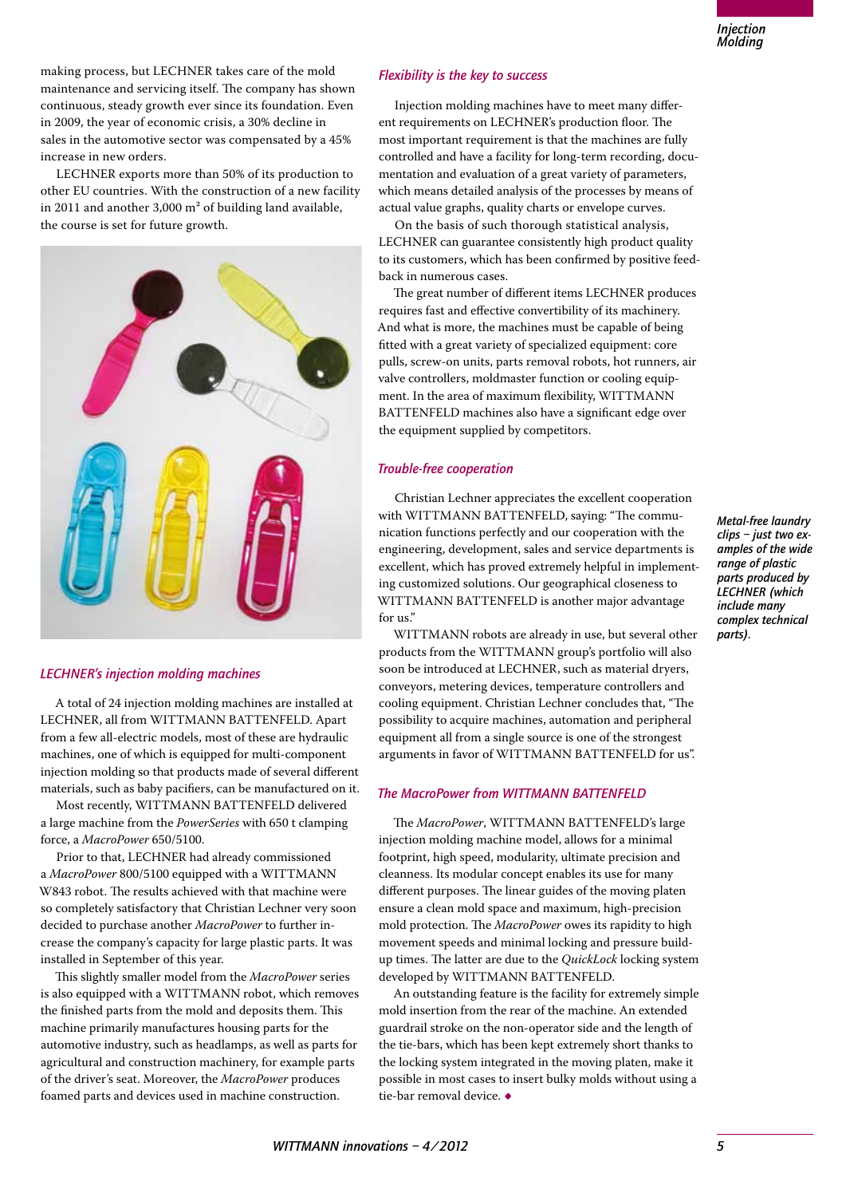making process, but LECHNER takes care of the mold maintenance and servicing itself. The company has shown continuous, steady growth ever since its foundation. Even in 2009, the year of economic crisis, a 30% decline in sales in the automotive sector was compensated by a 45% increase in new orders.

LECHNER exports more than 50% of its production to other EU countries. With the construction of a new facility in 2011 and another 3,000 m² of building land available, the course is set for future growth.

*Metal-free laundry clips – just two examples of the wide range of plastic parts produced by LECHNER (which include many complex technical parts).*

## *LECHNER's injection molding machines*

A total of 24 injection molding machines are installed at LECHNER, all from WITTMANN BATTENFELD. Apart from a few all-electric models, most of these are hydraulic machines, one of which is equipped for multi-component injection molding so that products made of several different materials, such as baby pacifiers, can be manufactured on it.

Most recently, WITTMANN BATTENFELD delivered a large machine from the *PowerSeries* with 650 t clamping force, a *MacroPower* 650/5100.

Prior to that, LECHNER had already commissioned a *MacroPower* 800/5100 equipped with a WITTMANN W843 robot. The results achieved with that machine were so completely satisfactory that Christian Lechner very soon decided to purchase another *MacroPower* to further increase the company's capacity for large plastic parts. It was installed in September of this year.

This slightly smaller model from the *MacroPower* series is also equipped with a WITTMANN robot, which removes the finished parts from the mold and deposits them. This machine primarily manufactures housing parts for the automotive industry, such as headlamps, as well as parts for agricultural and construction machinery, for example parts of the driver's seat. Moreover, the *MacroPower* produces foamed parts and devices used in machine construction.

## *Flexibility is the key to success*

Injection molding machines have to meet many different requirements on LECHNER's production floor. The most important requirement is that the machines are fully controlled and have a facility for long-term recording, documentation and evaluation of a great variety of parameters, which means detailed analysis of the processes by means of actual value graphs, quality charts or envelope curves.

On the basis of such thorough statistical analysis, LECHNER can guarantee consistently high product quality to its customers, which has been confirmed by positive feedback in numerous cases.

The great number of different items LECHNER produces requires fast and effective convertibility of its machinery. And what is more, the machines must be capable of being fitted with a great variety of specialized equipment: core pulls, screw-on units, parts removal robots, hot runners, air valve controllers, moldmaster function or cooling equipment. In the area of maximum flexibility, WITTMANN BATTENFELD machines also have a significant edge over the equipment supplied by competitors.

## *Trouble-free cooperation*

Christian Lechner appreciates the excellent cooperation with WITTMANN BATTENFELD, saying: "The communication functions perfectly and our cooperation with the engineering, development, sales and service departments is excellent, which has proved extremely helpful in implementing customized solutions. Our geographical closeness to WITTMANN BATTENFELD is another major advantage for us."

WITTMANN robots are already in use, but several other products from the WITTMANN group's portfolio will also soon be introduced at LECHNER, such as material dryers, conveyors, metering devices, temperature controllers and cooling equipment. Christian Lechner concludes that, "The possibility to acquire machines, automation and peripheral equipment all from a single source is one of the strongest arguments in favor of WITTMANN BATTENFELD for us".

## *The MacroPower from WITTMANN BATTENFELD*

The *MacroPower*, WITTMANN BATTENFELD's large injection molding machine model, allows for a minimal footprint, high speed, modularity, ultimate precision and cleanness. Its modular concept enables its use for many different purposes. The linear guides of the moving platen ensure a clean mold space and maximum, high-precision mold protection. The *MacroPower* owes its rapidity to high movement speeds and minimal locking and pressure build-up times. The latter are due to the *QuickLock* locking system developed by WITTMANN BATTENFELD.

An outstanding feature is the facility for extremely simple mold insertion from the rear of the machine. An extended guardrail stroke on the non-operator side and the length of the tie-bars, which has been kept extremely short thanks to the locking system integrated in the moving platen, make it possible in most cases to insert bulky molds without using a tie-bar removal device. ◆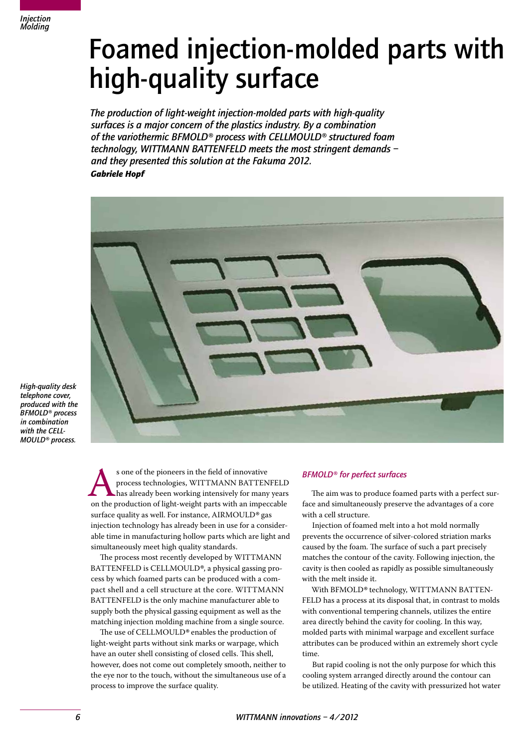# Foamed injection-molded parts with high-quality surface

*The production of light-weight injection-molded parts with high-quality surfaces is a major concern of the plastics industry. By a combination of the variothermic BFMOLD® process with CELLMOULD® structured foam technology, WITTMANN BATTENFELD meets the most stringent demands – and they presented this solution at the Fakuma 2012.*

***Gabriele Hopf***

*High-quality desk telephone cover, produced with the BFMOLD® process in combination with the CELLMOULD® process.*

As one of the pioneers in the field of innovative process technologies, WITTMANN BATTENFELD has already been working intensively for many years on the production of light-weight parts with an impeccable surface quality as well. For instance, AIRMOULD® gas injection technology has already been in use for a considerable time in manufacturing hollow parts which are light and simultaneously meet high quality standards.

The process most recently developed by WITTMANN BATTENFELD is CELLMOULD®, a physical gassing process by which foamed parts can be produced with a compact shell and a cell structure at the core. WITTMANN BATTENFELD is the only machine manufacturer able to supply both the physical gassing equipment as well as the matching injection molding machine from a single source.

The use of CELLMOULD® enables the production of light-weight parts without sink marks or warpage, which have an outer shell consisting of closed cells. This shell, however, does not come out completely smooth, neither to the eye nor to the touch, without the simultaneous use of a process to improve the surface quality.

### *BFMOLD® for perfect surfaces*

The aim was to produce foamed parts with a perfect surface and simultaneously preserve the advantages of a core with a cell structure.

Injection of foamed melt into a hot mold normally prevents the occurrence of silver-colored striation marks caused by the foam. The surface of such a part precisely matches the contour of the cavity. Following injection, the cavity is then cooled as rapidly as possible simultaneously with the melt inside it.

With BFMOLD® technology, WITTMANN BATTENFELD has a process at its disposal that, in contrast to molds with conventional tempering channels, utilizes the entire area directly behind the cavity for cooling. In this way, molded parts with minimal warpage and excellent surface attributes can be produced within an extremely short cycle time.

But rapid cooling is not the only purpose for which this cooling system arranged directly around the contour can be utilized. Heating of the cavity with pressurized hot water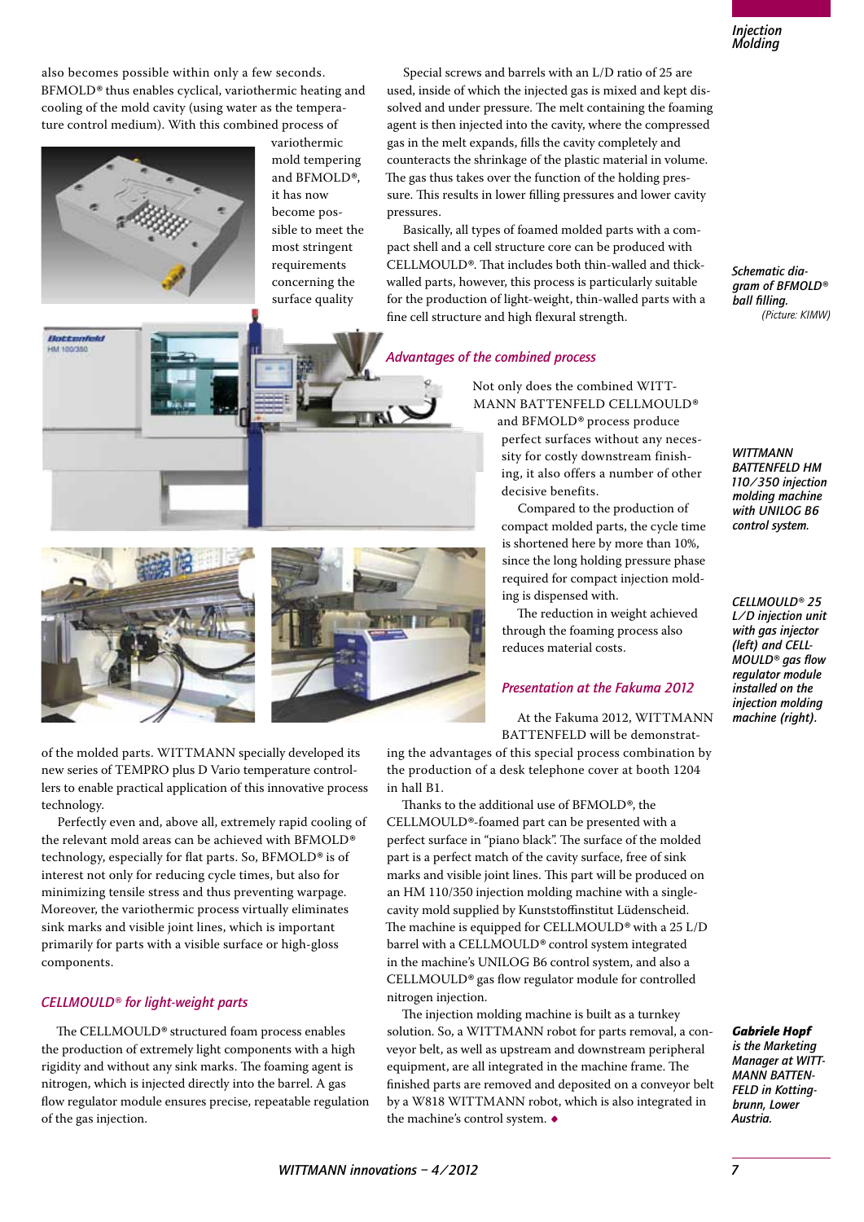also becomes possible within only a few seconds. BFMOLD® thus enables cyclical, variothermic heating and cooling of the mold cavity (using water as the temperature control medium). With this combined process of variothermic mold tempering and BFMOLD®, it has now become possible to meet the most stringent requirements concerning the surface quality of the molded parts. WITTMANN specially developed its new series of TEMPRO plus D Vario temperature controllers to enable practical application of this innovative process technology.

Perfectly even and, above all, extremely rapid cooling of the relevant mold areas can be achieved with BFMOLD® technology, especially for flat parts. So, BFMOLD® is of interest not only for reducing cycle times, but also for minimizing tensile stress and thus preventing warpage. Moreover, the variothermic process virtually eliminates sink marks and visible joint lines, which is important primarily for parts with a visible surface or high-gloss components.

## CELLMOULD® for light-weight parts

The CELLMOULD® structured foam process enables the production of extremely light components with a high rigidity and without any sink marks. The foaming agent is nitrogen, which is injected directly into the barrel. A gas flow regulator module ensures precise, repeatable regulation of the gas injection.

Special screws and barrels with an L/D ratio of 25 are used, inside of which the injected gas is mixed and kept dissolved and under pressure. The melt containing the foaming agent is then injected into the cavity, where the compressed gas in the melt expands, fills the cavity completely and counteracts the shrinkage of the plastic material in volume. The gas thus takes over the function of the holding pressure. This results in lower filling pressures and lower cavity pressures.

Basically, all types of foamed molded parts with a compact shell and a cell structure core can be produced with CELLMOULD®. That includes both thin-walled and thick-walled parts, however, this process is particularly suitable for the production of light-weight, thin-walled parts with a fine cell structure and high flexural strength.

## Advantages of the combined process

Not only does the combined WITTMANN BATTENFELD CELLMOULD® and BFMOLD® process produce perfect surfaces without any necessity for costly downstream finishing, it also offers a number of other decisive benefits.

Compared to the production of compact molded parts, the cycle time is shortened here by more than 10%, since the long holding pressure phase required for compact injection molding is dispensed with.

The reduction in weight achieved through the foaming process also reduces material costs.

## Presentation at the Fakuma 2012

At the Fakuma 2012, WITTMANN BATTENFELD will be demonstrating the advantages of this special process combination by the production of a desk telephone cover at booth 1204 in hall B1.

Thanks to the additional use of BFMOLD®, the CELLMOULD®-foamed part can be presented with a perfect surface in "piano black". The surface of the molded part is a perfect match of the cavity surface, free of sink marks and visible joint lines. This part will be produced on an HM 110/350 injection molding machine with a single-cavity mold supplied by Kunststoffinstitut Lüdenscheid. The machine is equipped for CELLMOULD® with a 25 L/D barrel with a CELLMOULD® control system integrated in the machine's UNILOG B6 control system, and also a CELLMOULD® gas flow regulator module for controlled nitrogen injection.

The injection molding machine is built as a turnkey solution. So, a WITTMANN robot for parts removal, a conveyor belt, as well as upstream and downstream peripheral equipment, are all integrated in the machine frame. The finished parts are removed and deposited on a conveyor belt by a W818 WITTMANN robot, which is also integrated in the machine's control system. ◆

*Schematic diagram of BFMOLD® ball filling. (Picture: KIMW)*

*WITTMANN BATTENFELD HM 110/350 injection molding machine with UNILOG B6 control system.*

*CELLMOULD® 25 L/D injection unit with gas injector (left) and CELLMOULD® gas flow regulator module installed on the injection molding machine (right).*

***Gabriele Hopf*** *is the Marketing Manager at WITTMANN BATTENFELD in Kottingbrunn, Lower Austria.*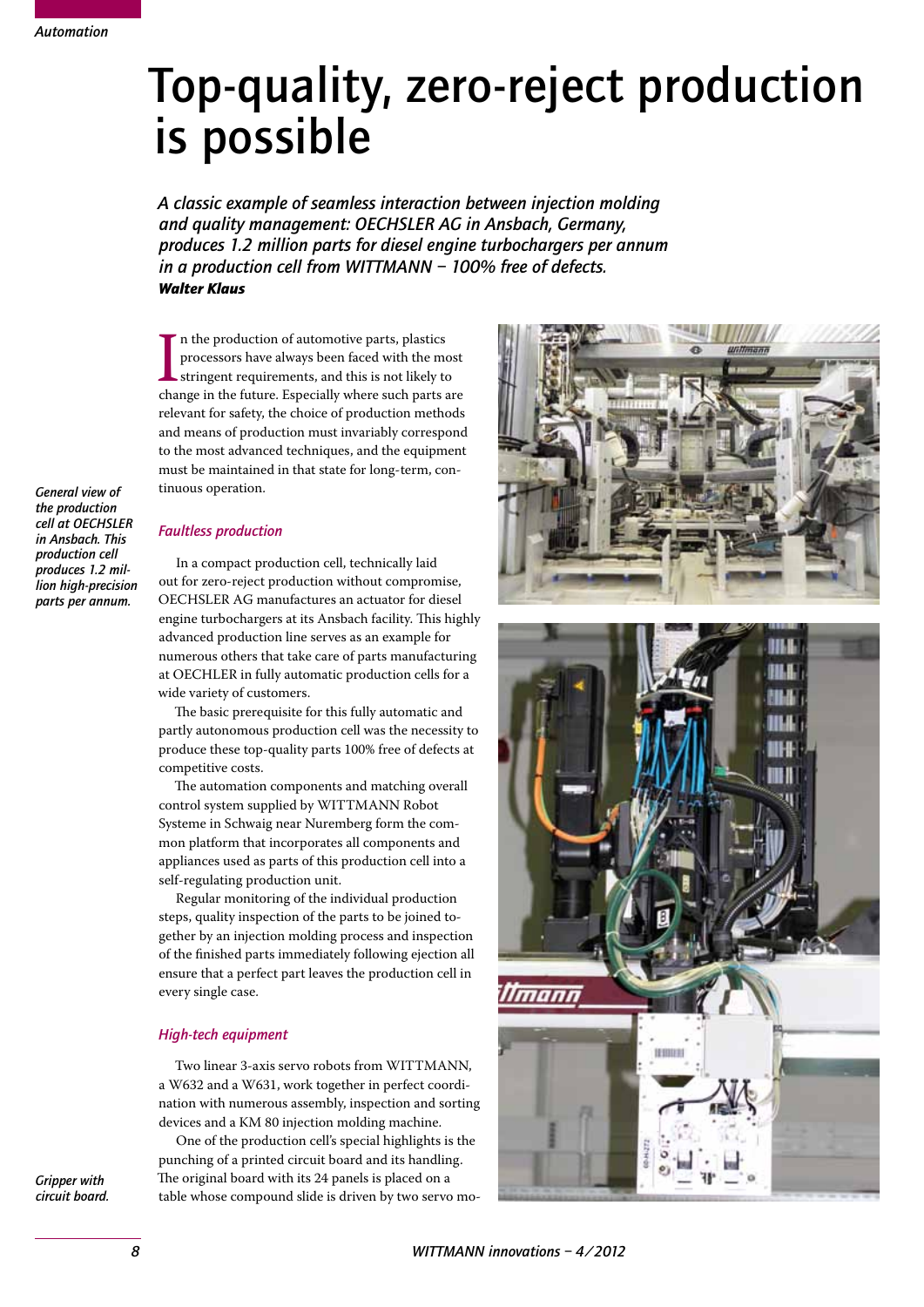# Top-quality, zero-reject production is possible

*A classic example of seamless interaction between injection molding and quality management: OECHSLER AG in Ansbach, Germany, produces 1.2 million parts for diesel engine turbochargers per annum in a production cell from WITTMANN – 100% free of defects.*

***Walter Klaus***

In the production of automotive parts, plastics processors have always been faced with the most stringent requirements, and this is not likely to change in the future. Especially where such parts are relevant for safety, the choice of production methods and means of production must invariably correspond to the most advanced techniques, and the equipment must be maintained in that state for long-term, continuous operation.

*General view of the production cell at OECHSLER in Ansbach. This production cell produces 1.2 million high-precision parts per annum.*

### *Faultless production*

In a compact production cell, technically laid out for zero-reject production without compromise, OECHSLER AG manufactures an actuator for diesel engine turbochargers at its Ansbach facility. This highly advanced production line serves as an example for numerous others that take care of parts manufacturing at OECHLER in fully automatic production cells for a wide variety of customers.

The basic prerequisite for this fully automatic and partly autonomous production cell was the necessity to produce these top-quality parts 100% free of defects at competitive costs.

The automation components and matching overall control system supplied by WITTMANN Robot Systeme in Schwaig near Nuremberg form the common platform that incorporates all components and appliances used as parts of this production cell into a self-regulating production unit.

Regular monitoring of the individual production steps, quality inspection of the parts to be joined together by an injection molding process and inspection of the finished parts immediately following ejection all ensure that a perfect part leaves the production cell in every single case.

### *High-tech equipment*

Two linear 3-axis servo robots from WITTMANN, a W632 and a W631, work together in perfect coordination with numerous assembly, inspection and sorting devices and a KM 80 injection molding machine.

One of the production cell's special highlights is the punching of a printed circuit board and its handling. The original board with its 24 panels is placed on a table whose compound slide is driven by two servo mo-

*Gripper with circuit board.*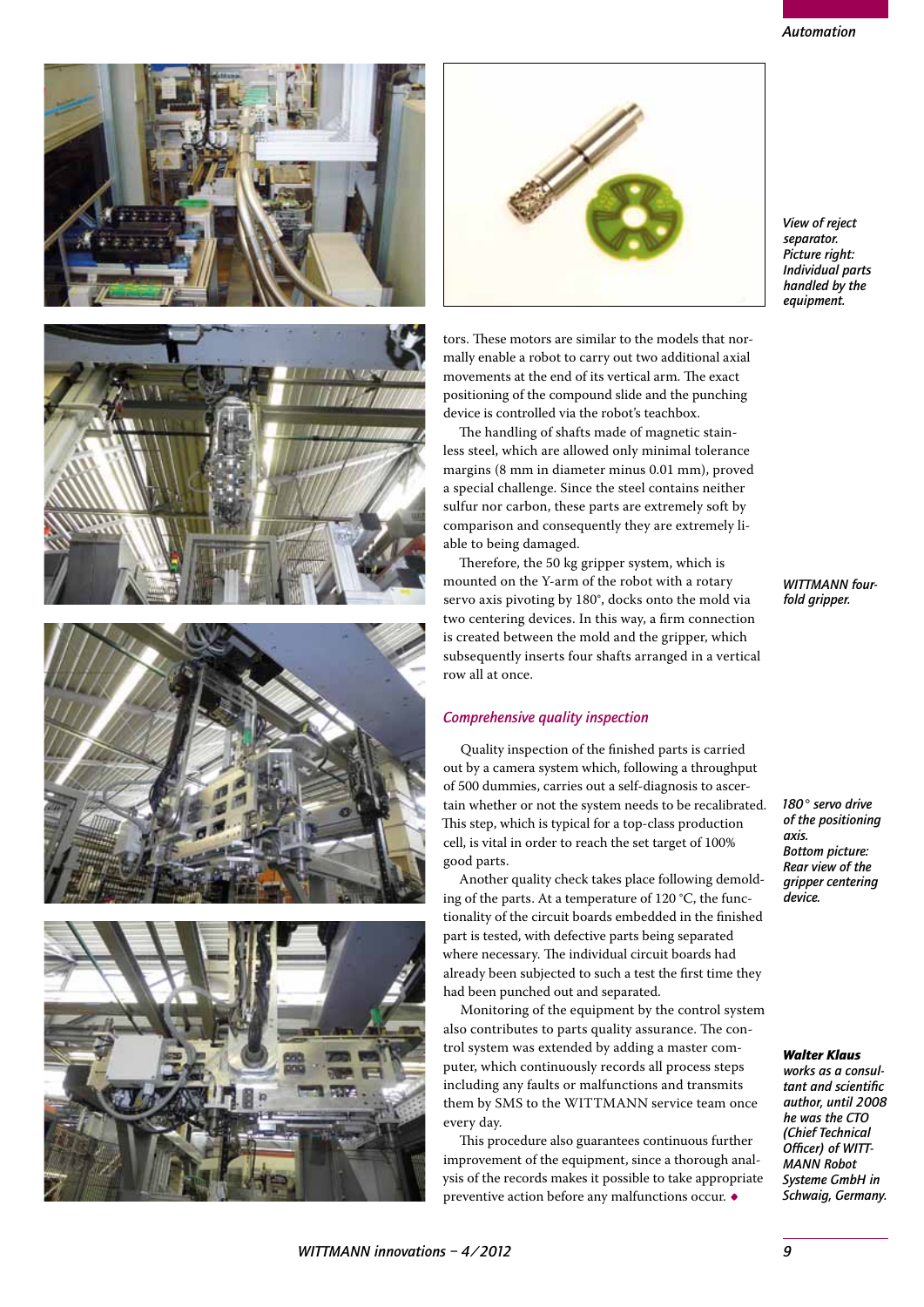View of reject separator.
Picture right: Individual parts handled by the equipment.

tors. These motors are similar to the models that normally enable a robot to carry out two additional axial movements at the end of its vertical arm. The exact positioning of the compound slide and the punching device is controlled via the robot's teachbox.

The handling of shafts made of magnetic stainless steel, which are allowed only minimal tolerance margins (8 mm in diameter minus 0.01 mm), proved a special challenge. Since the steel contains neither sulfur nor carbon, these parts are extremely soft by comparison and consequently they are extremely liable to being damaged.

Therefore, the 50 kg gripper system, which is mounted on the Y-arm of the robot with a rotary servo axis pivoting by 180°, docks onto the mold via two centering devices. In this way, a firm connection is created between the mold and the gripper, which subsequently inserts four shafts arranged in a vertical row all at once.

WITTMANN four-fold gripper.

## Comprehensive quality inspection

Quality inspection of the finished parts is carried out by a camera system which, following a throughput of 500 dummies, carries out a self-diagnosis to ascertain whether or not the system needs to be recalibrated. This step, which is typical for a top-class production cell, is vital in order to reach the set target of 100% good parts.

Another quality check takes place following demolding of the parts. At a temperature of 120 °C, the functionality of the circuit boards embedded in the finished part is tested, with defective parts being separated where necessary. The individual circuit boards had already been subjected to such a test the first time they had been punched out and separated.

Monitoring of the equipment by the control system also contributes to parts quality assurance. The control system was extended by adding a master computer, which continuously records all process steps including any faults or malfunctions and transmits them by SMS to the WITTMANN service team once every day.

This procedure also guarantees continuous further improvement of the equipment, since a thorough analysis of the records makes it possible to take appropriate preventive action before any malfunctions occur. ◆

180° servo drive of the positioning axis.
Bottom picture: Rear view of the gripper centering device.

***Walter Klaus*** *works as a consultant and scientific author, until 2008 he was the CTO (Chief Technical Officer) of WITTMANN Robot Systeme GmbH in Schwaig, Germany.*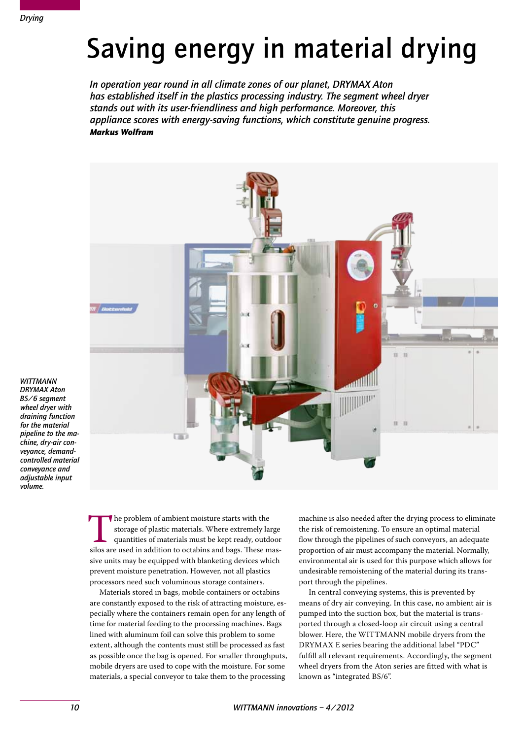# Saving energy in material drying

*In operation year round in all climate zones of our planet, DRYMAX Aton has established itself in the plastics processing industry. The segment wheel dryer stands out with its user-friendliness and high performance. Moreover, this appliance scores with energy-saving functions, which constitute genuine progress.*

***Markus Wolfram***

*WITTMANN DRYMAX Aton BS/6 segment wheel dryer with draining function for the material pipeline to the machine, dry-air conveyance, demand-controlled material conveyance and adjustable input volume.*

The problem of ambient moisture starts with the storage of plastic materials. Where extremely large quantities of materials must be kept ready, outdoor silos are used in addition to octabins and bags. These massive units may be equipped with blanketing devices which prevent moisture penetration. However, not all plastics processors need such voluminous storage containers.

Materials stored in bags, mobile containers or octabins are constantly exposed to the risk of attracting moisture, especially where the containers remain open for any length of time for material feeding to the processing machines. Bags lined with aluminum foil can solve this problem to some extent, although the contents must still be processed as fast as possible once the bag is opened. For smaller throughputs, mobile dryers are used to cope with the moisture. For some materials, a special conveyor to take them to the processing machine is also needed after the drying process to eliminate the risk of remoistening. To ensure an optimal material flow through the pipelines of such conveyors, an adequate proportion of air must accompany the material. Normally, environmental air is used for this purpose which allows for undesirable remoistening of the material during its transport through the pipelines.

In central conveying systems, this is prevented by means of dry air conveying. In this case, no ambient air is pumped into the suction box, but the material is transported through a closed-loop air circuit using a central blower. Here, the WITTMANN mobile dryers from the DRYMAX E series bearing the additional label "PDC" fulfill all relevant requirements. Accordingly, the segment wheel dryers from the Aton series are fitted with what is known as "integrated BS/6".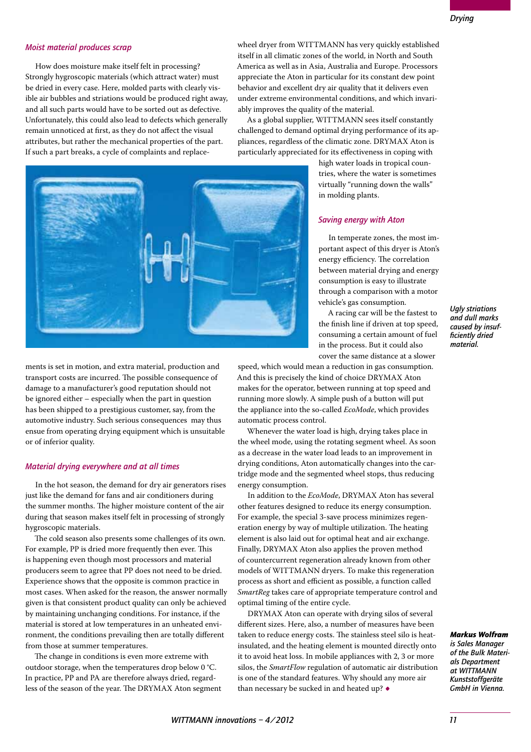## Moist material produces scrap

How does moisture make itself felt in processing? Strongly hygroscopic materials (which attract water) must be dried in every case. Here, molded parts with clearly visible air bubbles and striations would be produced right away, and all such parts would have to be sorted out as defective. Unfortunately, this could also lead to defects which generally remain unnoticed at first, as they do not affect the visual attributes, but rather the mechanical properties of the part. If such a part breaks, a cycle of complaints and replacements is set in motion, and extra material, production and transport costs are incurred. The possible consequence of damage to a manufacturer's good reputation should not be ignored either – especially when the part in question has been shipped to a prestigious customer, say, from the automotive industry. Such serious consequences may thus ensue from operating drying equipment which is unsuitable or of inferior quality.

*Ugly striations and dull marks caused by insufficiently dried material.*

## Material drying everywhere and at all times

In the hot season, the demand for dry air generators rises just like the demand for fans and air conditioners during the summer months. The higher moisture content of the air during that season makes itself felt in processing of strongly hygroscopic materials.

The cold season also presents some challenges of its own. For example, PP is dried more frequently then ever. This is happening even though most processors and material producers seem to agree that PP does not need to be dried. Experience shows that the opposite is common practice in most cases. When asked for the reason, the answer normally given is that consistent product quality can only be achieved by maintaining unchanging conditions. For instance, if the material is stored at low temperatures in an unheated environment, the conditions prevailing then are totally different from those at summer temperatures.

The change in conditions is even more extreme with outdoor storage, when the temperatures drop below 0 °C. In practice, PP and PA are therefore always dried, regardless of the season of the year. The DRYMAX Aton segment wheel dryer from WITTMANN has very quickly established itself in all climatic zones of the world, in North and South America as well as in Asia, Australia and Europe. Processors appreciate the Aton in particular for its constant dew point behavior and excellent dry air quality that it delivers even under extreme environmental conditions, and which invariably improves the quality of the material.

As a global supplier, WITTMANN sees itself constantly challenged to demand optimal drying performance of its appliances, regardless of the climatic zone. DRYMAX Aton is particularly appreciated for its effectiveness in coping with high water loads in tropical countries, where the water is sometimes virtually "running down the walls" in molding plants.

## Saving energy with Aton

In temperate zones, the most important aspect of this dryer is Aton's energy efficiency. The correlation between material drying and energy consumption is easy to illustrate through a comparison with a motor vehicle's gas consumption.

A racing car will be the fastest to the finish line if driven at top speed, consuming a certain amount of fuel in the process. But it could also cover the same distance at a slower speed, which would mean a reduction in gas consumption. And this is precisely the kind of choice DRYMAX Aton makes for the operator, between running at top speed and running more slowly. A simple push of a button will put the appliance into the so-called *EcoMode*, which provides automatic process control.

Whenever the water load is high, drying takes place in the wheel mode, using the rotating segment wheel. As soon as a decrease in the water load leads to an improvement in drying conditions, Aton automatically changes into the cartridge mode and the segmented wheel stops, thus reducing energy consumption.

In addition to the *EcoMode*, DRYMAX Aton has several other features designed to reduce its energy consumption. For example, the special 3-save process minimizes regeneration energy by way of multiple utilization. The heating element is also laid out for optimal heat and air exchange. Finally, DRYMAX Aton also applies the proven method of countercurrent regeneration already known from other models of WITTMANN dryers. To make this regeneration process as short and efficient as possible, a function called *SmartReg* takes care of appropriate temperature control and optimal timing of the entire cycle.

DRYMAX Aton can operate with drying silos of several different sizes. Here, also, a number of measures have been taken to reduce energy costs. The stainless steel silo is heat-insulated, and the heating element is mounted directly onto it to avoid heat loss. In mobile appliances with 2, 3 or more silos, the *SmartFlow* regulation of automatic air distribution is one of the standard features. Why should any more air than necessary be sucked in and heated up? ◆

***Markus Wolfram*** *is Sales Manager of the Bulk Materials Department at WITTMANN Kunststoffgeräte GmbH in Vienna.*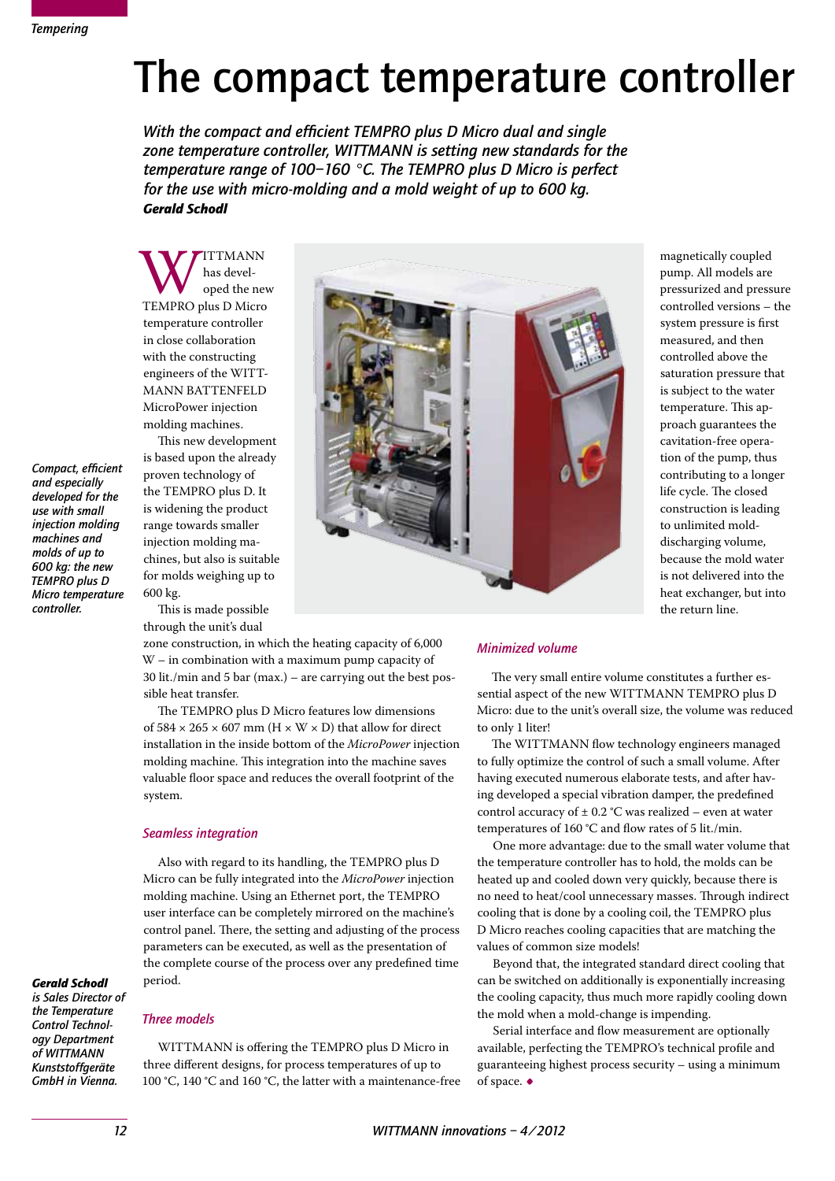# The compact temperature controller

*With the compact and efficient TEMPRO plus D Micro dual and single zone temperature controller, WITTMANN is setting new standards for the temperature range of 100–160 °C. The TEMPRO plus D Micro is perfect for the use with micro-molding and a mold weight of up to 600 kg.*

***Gerald Schodl***

WITTMANN has developed the new TEMPRO plus D Micro temperature controller in close collaboration with the constructing engineers of the WITTMANN BATTENFELD MicroPower injection molding machines.

This new development is based upon the already proven technology of the TEMPRO plus D. It is widening the product range towards smaller injection molding machines, but also is suitable for molds weighing up to 600 kg.

This is made possible through the unit's dual zone construction, in which the heating capacity of 6,000 W – in combination with a maximum pump capacity of 30 lit./min and 5 bar (max.) – are carrying out the best possible heat transfer.

*Compact, efficient and especially developed for the use with small injection molding machines and molds of up to 600 kg: the new TEMPRO plus D Micro temperature controller.*

The TEMPRO plus D Micro features low dimensions of 584 × 265 × 607 mm (H × W × D) that allow for direct installation in the inside bottom of the *MicroPower* injection molding machine. This integration into the machine saves valuable floor space and reduces the overall footprint of the system.

### Seamless integration

Also with regard to its handling, the TEMPRO plus D Micro can be fully integrated into the *MicroPower* injection molding machine. Using an Ethernet port, the TEMPRO user interface can be completely mirrored on the machine's control panel. There, the setting and adjusting of the process parameters can be executed, as well as the presentation of the complete course of the process over any predefined time period.

### Three models

WITTMANN is offering the TEMPRO plus D Micro in three different designs, for process temperatures of up to 100 °C, 140 °C and 160 °C, the latter with a maintenance-free magnetically coupled pump. All models are pressurized and pressure controlled versions – the system pressure is first measured, and then controlled above the saturation pressure that is subject to the water temperature. This approach guarantees the cavitation-free operation of the pump, thus contributing to a longer life cycle. The closed construction is leading to unlimited mold-discharging volume, because the mold water is not delivered into the heat exchanger, but into the return line.

### Minimized volume

The very small entire volume constitutes a further essential aspect of the new WITTMANN TEMPRO plus D Micro: due to the unit's overall size, the volume was reduced to only 1 liter!

The WITTMANN flow technology engineers managed to fully optimize the control of such a small volume. After having executed numerous elaborate tests, and after having developed a special vibration damper, the predefined control accuracy of ± 0.2 °C was realized – even at water temperatures of 160 °C and flow rates of 5 lit./min.

One more advantage: due to the small water volume that the temperature controller has to hold, the molds can be heated up and cooled down very quickly, because there is no need to heat/cool unnecessary masses. Through indirect cooling that is done by a cooling coil, the TEMPRO plus D Micro reaches cooling capacities that are matching the values of common size models!

Beyond that, the integrated standard direct cooling that can be switched on additionally is exponentially increasing the cooling capacity, thus much more rapidly cooling down the mold when a mold-change is impending.

Serial interface and flow measurement are optionally available, perfecting the TEMPRO's technical profile and guaranteeing highest process security – using a minimum of space. ◆

***Gerald Schodl*** *is Sales Director of the Temperature Control Technology Department of WITTMANN Kunststoffgeräte GmbH in Vienna.*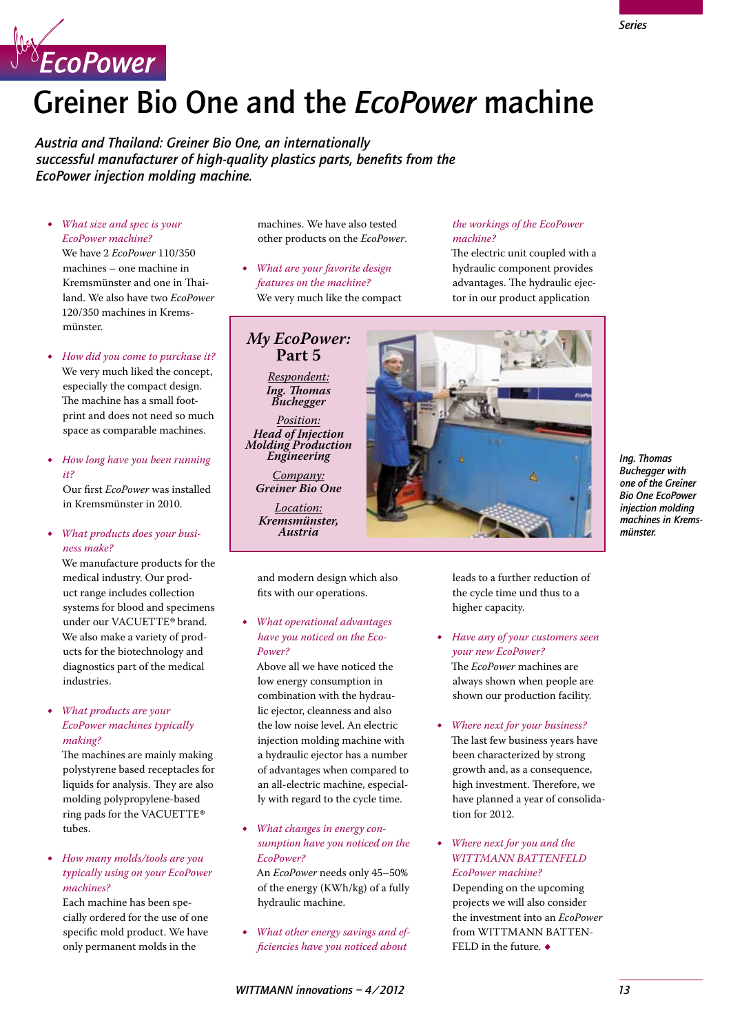# Greiner Bio One and the *EcoPower* machine

***Austria and Thailand: Greiner Bio One, an internationally successful manufacturer of high-quality plastics parts, benefits from the EcoPower injection molding machine.***

- *What size and spec is your EcoPower machine?*
  We have 2 *EcoPower* 110/350 machines – one machine in Kremsmünster and one in Thailand. We also have two *EcoPower* 120/350 machines in Kremsmünster.

- *How did you come to purchase it?*
  We very much liked the concept, especially the compact design. The machine has a small footprint and does not need so much space as comparable machines.

- *How long have you been running it?*
  Our first *EcoPower* was installed in Kremsmünster in 2010.

- *What products does your business make?*
  We manufacture products for the medical industry. Our product range includes collection systems for blood and specimens under our VACUETTE® brand. We also make a variety of products for the biotechnology and diagnostics part of the medical industries.

- *What products are your EcoPower machines typically making?*
  The machines are mainly making polystyrene based receptacles for liquids for analysis. They are also molding polypropylene-based ring pads for the VACUETTE® tubes.

- *How many molds/tools are you typically using on your EcoPower machines?*
  Each machine has been specially ordered for the use of one specific mold product. We have only permanent molds in the machines. We have also tested other products on the *EcoPower*.

- *What are your favorite design features on the machine?*
  We very much like the compact and modern design which also fits with our operations.

- *What operational advantages have you noticed on the EcoPower?*
  Above all we have noticed the low energy consumption in combination with the hydraulic ejector, cleanness and also the low noise level. An electric injection molding machine with a hydraulic ejector has a number of advantages when compared to an all-electric machine, especially with regard to the cycle time.

- *What changes in energy consumption have you noticed on the EcoPower?*
  An *EcoPower* needs only 45–50% of the energy (KWh/kg) of a fully hydraulic machine.

- *What other energy savings and efficiencies have you noticed about the workings of the EcoPower machine?*
  The electric unit coupled with a hydraulic component provides advantages. The hydraulic ejector in our product application leads to a further reduction of the cycle time und thus to a higher capacity.

- *Have any of your customers seen your new EcoPower?*
  The *EcoPower* machines are always shown when people are shown our production facility.

- *Where next for your business?*
  The last few business years have been characterized by strong growth and, as a consequence, high investment. Therefore, we have planned a year of consolidation for 2012.

- *Where next for you and the WITTMANN BATTENFELD EcoPower machine?*
  Depending on the upcoming projects we will also consider the investment into an *EcoPower* from WITTMANN BATTENFELD in the future. ◆

---

***My EcoPower:* Part 5**

Respondent:
***Ing. Thomas Buchegger***

Position:
***Head of Injection Molding Production Engineering***

Company:
***Greiner Bio One***

Location:
***Kremsmünster, Austria***

*Ing. Thomas Buchegger with one of the Greiner Bio One EcoPower injection molding machines in Kremsmünster.*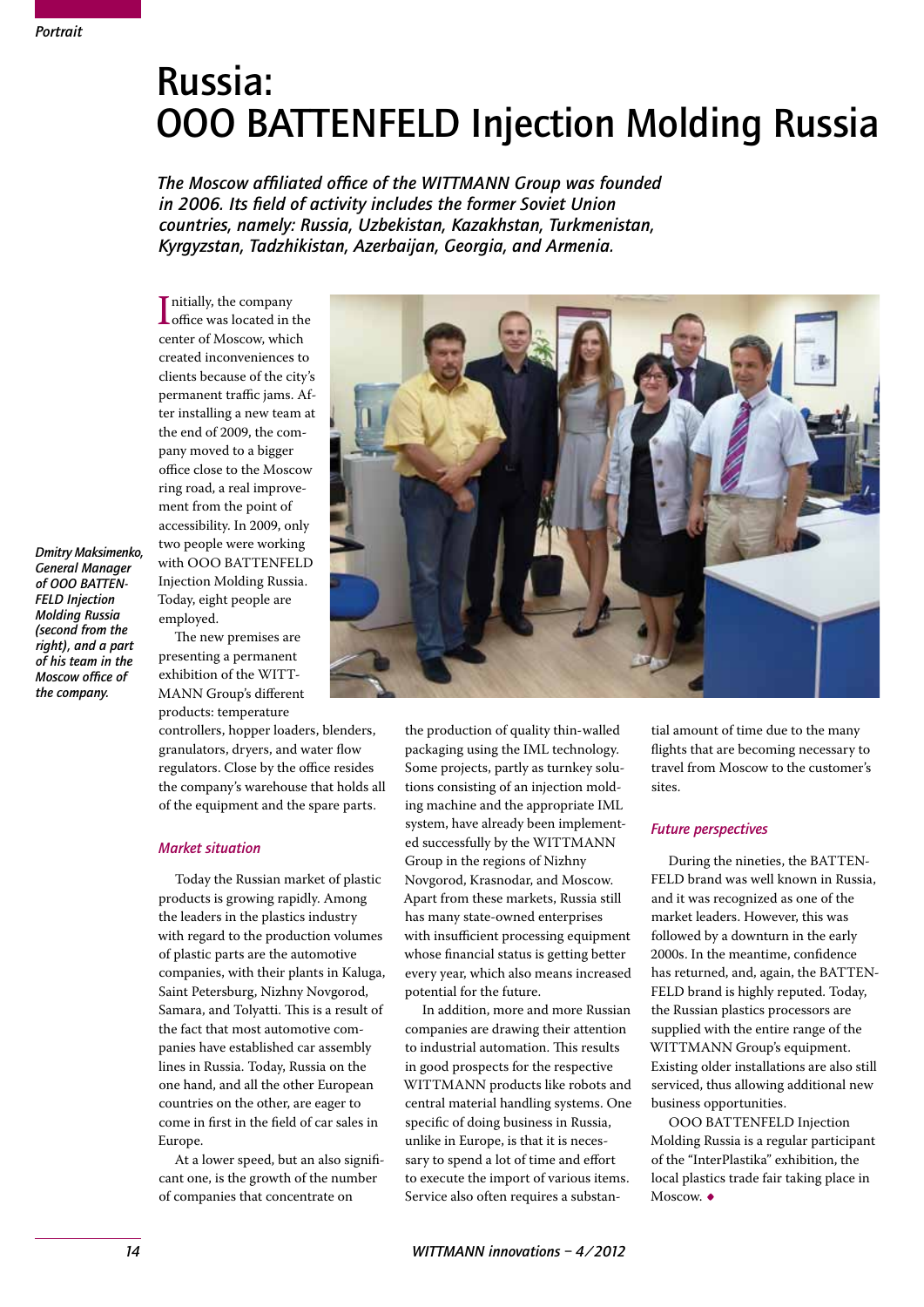# Russia: OOO BATTENFELD Injection Molding Russia

*The Moscow affiliated office of the WITTMANN Group was founded in 2006. Its field of activity includes the former Soviet Union countries, namely: Russia, Uzbekistan, Kazakhstan, Turkmenistan, Kyrgyzstan, Tadzhikistan, Azerbaijan, Georgia, and Armenia.*

*Dmitry Maksimenko, General Manager of OOO BATTENFELD Injection Molding Russia (second from the right), and a part of his team in the Moscow office of the company.*

Initially, the company office was located in the center of Moscow, which created inconveniences to clients because of the city's permanent traffic jams. After installing a new team at the end of 2009, the company moved to a bigger office close to the Moscow ring road, a real improvement from the point of accessibility. In 2009, only two people were working with OOO BATTENFELD Injection Molding Russia. Today, eight people are employed.

The new premises are presenting a permanent exhibition of the WITTMANN Group's different products: temperature controllers, hopper loaders, blenders, granulators, dryers, and water flow regulators. Close by the office resides the company's warehouse that holds all of the equipment and the spare parts.

### Market situation

Today the Russian market of plastic products is growing rapidly. Among the leaders in the plastics industry with regard to the production volumes of plastic parts are the automotive companies, with their plants in Kaluga, Saint Petersburg, Nizhny Novgorod, Samara, and Tolyatti. This is a result of the fact that most automotive companies have established car assembly lines in Russia. Today, Russia on the one hand, and all the other European countries on the other, are eager to come in first in the field of car sales in Europe.

At a lower speed, but an also significant one, is the growth of the number of companies that concentrate on the production of quality thin-walled packaging using the IML technology. Some projects, partly as turnkey solutions consisting of an injection molding machine and the appropriate IML system, have already been implemented successfully by the WITTMANN Group in the regions of Nizhny Novgorod, Krasnodar, and Moscow. Apart from these markets, Russia still has many state-owned enterprises with insufficient processing equipment whose financial status is getting better every year, which also means increased potential for the future.

In addition, more and more Russian companies are drawing their attention to industrial automation. This results in good prospects for the respective WITTMANN products like robots and central material handling systems. One specific of doing business in Russia, unlike in Europe, is that it is necessary to spend a lot of time and effort to execute the import of various items. Service also often requires a substantial amount of time due to the many flights that are becoming necessary to travel from Moscow to the customer's sites.

### Future perspectives

During the nineties, the BATTENFELD brand was well known in Russia, and it was recognized as one of the market leaders. However, this was followed by a downturn in the early 2000s. In the meantime, confidence has returned, and, again, the BATTENFELD brand is highly reputed. Today, the Russian plastics processors are supplied with the entire range of the WITTMANN Group's equipment. Existing older installations are also still serviced, thus allowing additional new business opportunities.

OOO BATTENFELD Injection Molding Russia is a regular participant of the "InterPlastika" exhibition, the local plastics trade fair taking place in Moscow. ◆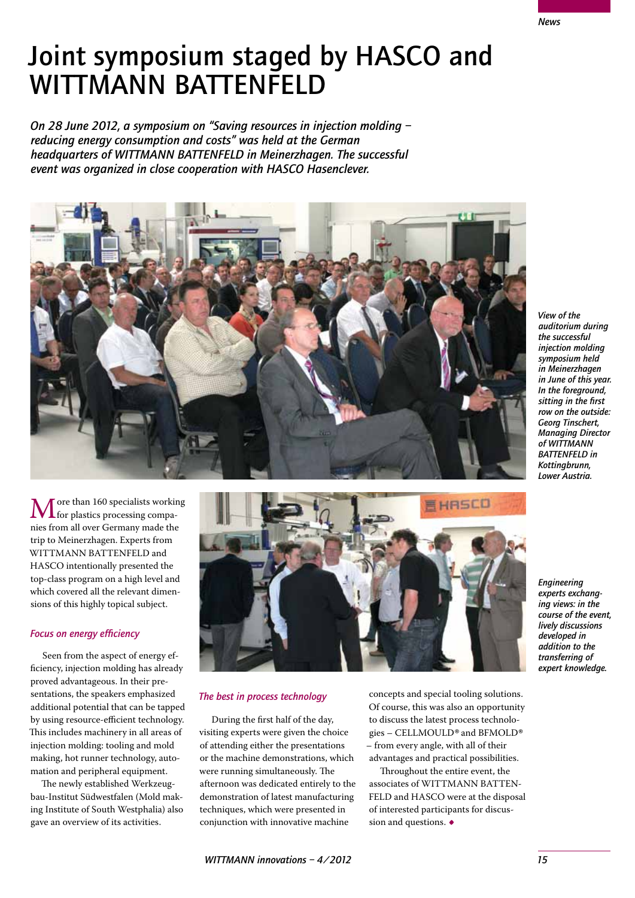# Joint symposium staged by HASCO and WITTMANN BATTENFELD

*On 28 June 2012, a symposium on "Saving resources in injection molding – reducing energy consumption and costs" was held at the German headquarters of WITTMANN BATTENFELD in Meinerzhagen. The successful event was organized in close cooperation with HASCO Hasenclever.*

*View of the auditorium during the successful injection molding symposium held in Meinerzhagen in June of this year. In the foreground, sitting in the first row on the outside: Georg Tinschert, Managing Director of WITTMANN BATTENFELD in Kottingbrunn, Lower Austria.*

More than 160 specialists working for plastics processing companies from all over Germany made the trip to Meinerzhagen. Experts from WITTMANN BATTENFELD and HASCO intentionally presented the top-class program on a high level and which covered all the relevant dimensions of this highly topical subject.

### Focus on energy efficiency

Seen from the aspect of energy efficiency, injection molding has already proved advantageous. In their presentations, the speakers emphasized additional potential that can be tapped by using resource-efficient technology. This includes machinery in all areas of injection molding: tooling and mold making, hot runner technology, automation and peripheral equipment.

The newly established Werkzeugbau-Institut Südwestfalen (Mold making Institute of South Westphalia) also gave an overview of its activities.

*Engineering experts exchanging views: in the course of the event, lively discussions developed in addition to the transferring of expert knowledge.*

### The best in process technology

During the first half of the day, visiting experts were given the choice of attending either the presentations or the machine demonstrations, which were running simultaneously. The afternoon was dedicated entirely to the demonstration of latest manufacturing techniques, which were presented in conjunction with innovative machine concepts and special tooling solutions. Of course, this was also an opportunity to discuss the latest process technologies – CELLMOULD® and BFMOLD® – from every angle, with all of their advantages and practical possibilities.

Throughout the entire event, the associates of WITTMANN BATTENFELD and HASCO were at the disposal of interested participants for discussion and questions. ◆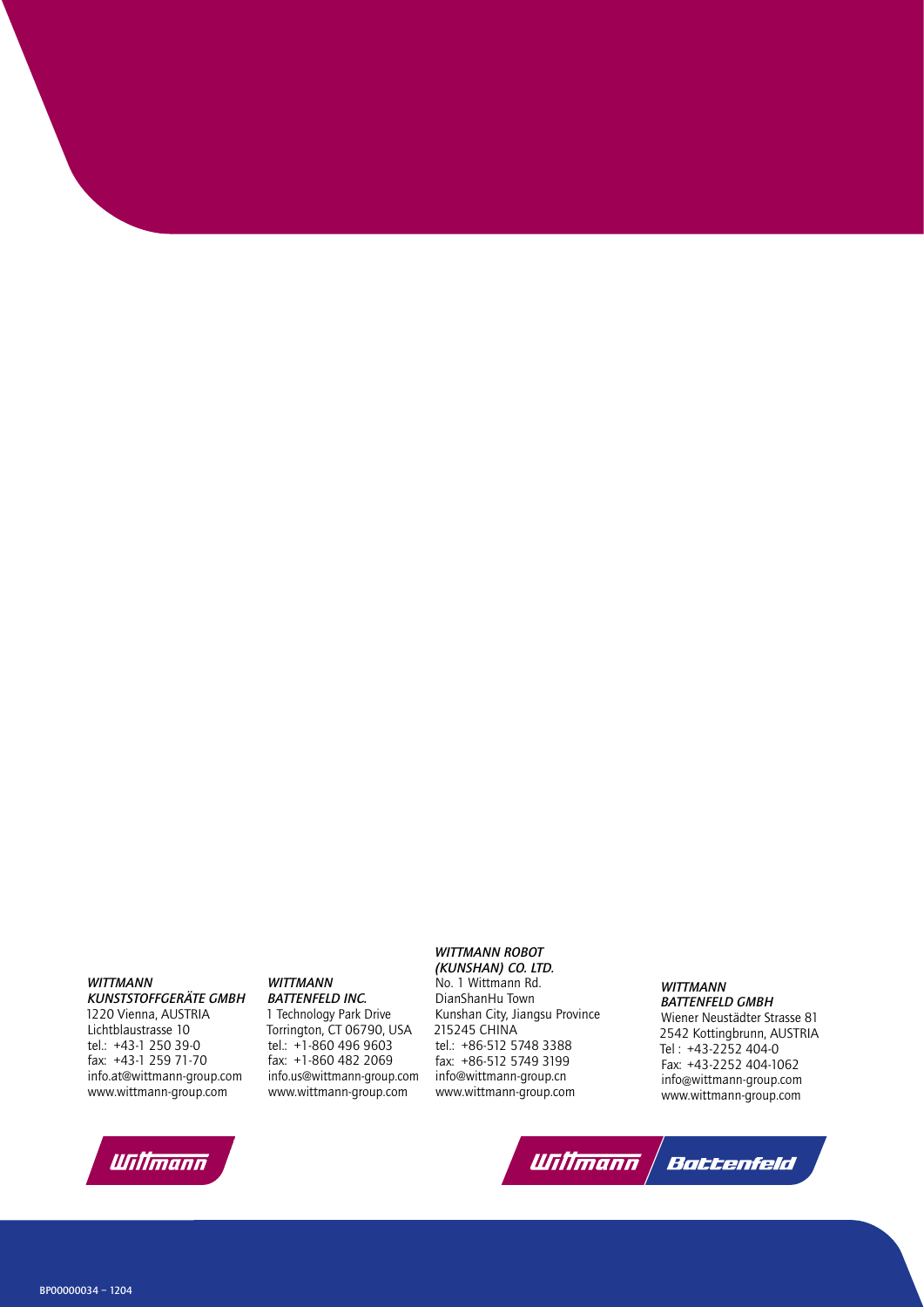*WITTMANN*
*KUNSTSTOFFGERÄTE GMBH*
1220 Vienna, AUSTRIA
Lichtblaustrasse 10
tel.: +43-1 250 39-0
fax: +43-1 259 71-70
info.at@wittmann-group.com
www.wittmann-group.com

*WITTMANN*
*BATTENFELD INC.*
1 Technology Park Drive
Torrington, CT 06790, USA
tel.: +1-860 496 9603
fax: +1-860 482 2069
info.us@wittmann-group.com
www.wittmann-group.com

*WITTMANN ROBOT*
*(KUNSHAN) CO. LTD.*
No. 1 Wittmann Rd.
DianShanHu Town
Kunshan City, Jiangsu Province
215245 CHINA
tel.: +86-512 5748 3388
fax: +86-512 5749 3199
info@wittmann-group.cn
www.wittmann-group.com

*WITTMANN*
*BATTENFELD GMBH*
Wiener Neustädter Strasse 81
2542 Kottingbrunn, AUSTRIA
Tel : +43-2252 404-0
Fax: +43-2252 404-1062
info@wittmann-group.com
www.wittmann-group.com

Wittmann

Wittmann Battenfeld

BP00000034 – 1204